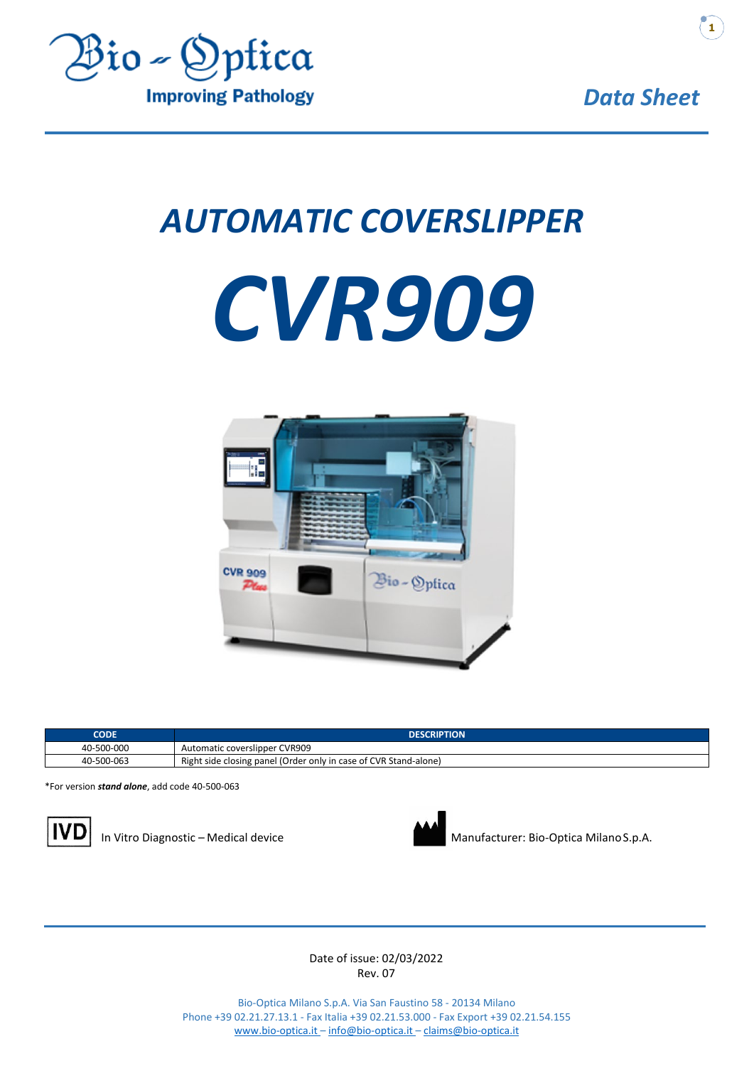Bio-Optica
Improving Pathology

*Data Sheet*

# AUTOMATIC COVERSLIPPER

# CVR909

| CODE | DESCRIPTION |
|---|---|
| 40-500-000 | Automatic coverslipper CVR909 |
| 40-500-063 | Right side closing panel (Order only in case of CVR Stand-alone) |

*For version ***stand alone***, add code 40-500-063

IVD In Vitro Diagnostic – Medical device

Manufacturer: Bio-Optica Milano S.p.A.

Date of issue: 02/03/2022
Rev. 07

Bio-Optica Milano S.p.A. Via San Faustino 58 - 20134 Milano
Phone +39 02.21.27.13.1 - Fax Italia +39 02.21.53.000 - Fax Export +39 02.21.54.155
www.bio-optica.it – info@bio-optica.it – claims@bio-optica.it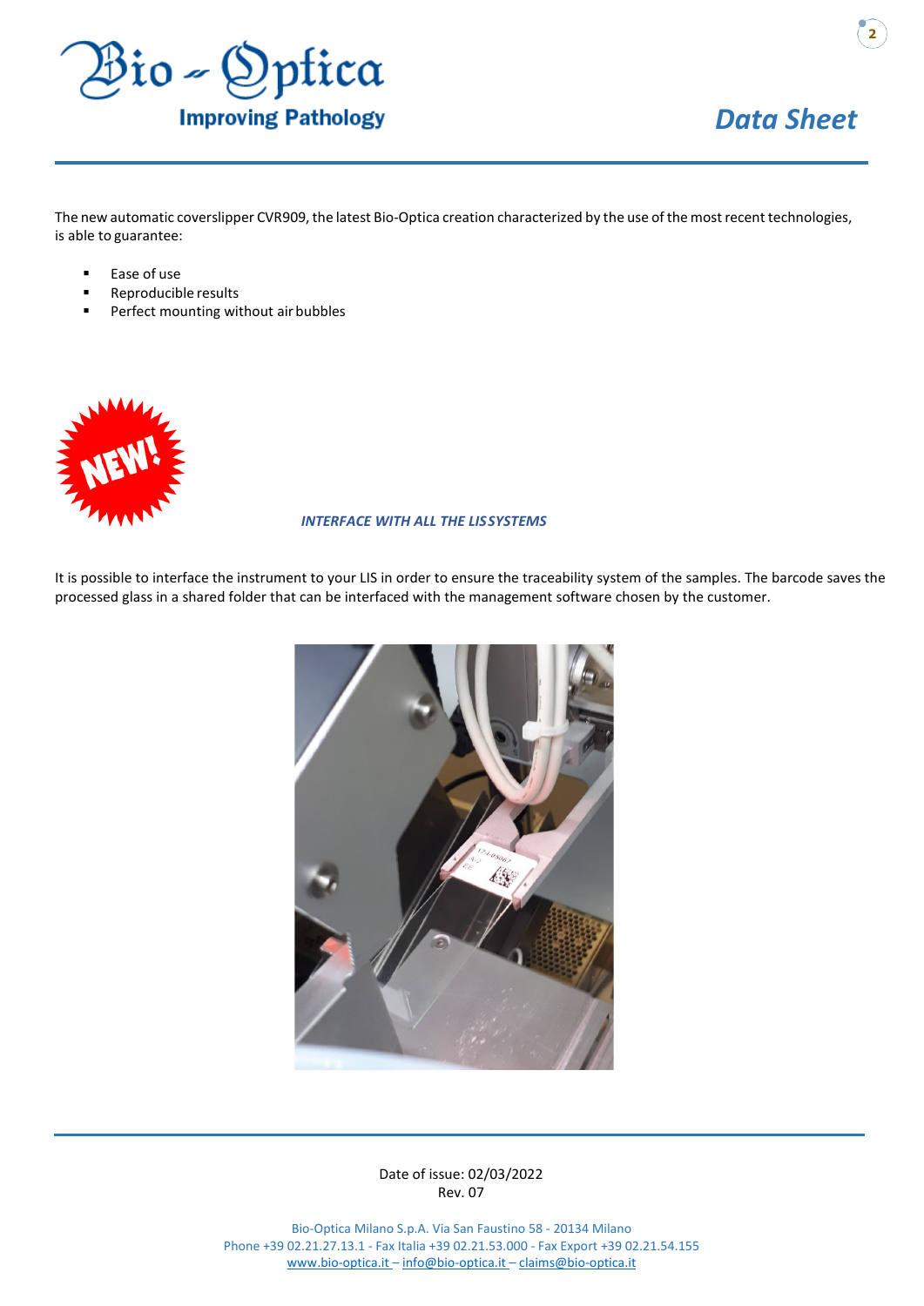The new automatic coverslipper CVR909, the latest Bio-Optica creation characterized by the use of the most recent technologies, is able to guarantee:

- Ease of use
- Reproducible results
- Perfect mounting without air bubbles

***INTERFACE WITH ALL THE LIS SYSTEMS***

It is possible to interface the instrument to your LIS in order to ensure the traceability system of the samples. The barcode saves the processed glass in a shared folder that can be interfaced with the management software chosen by the customer.

Date of issue: 02/03/2022
Rev. 07

Bio-Optica Milano S.p.A. Via San Faustino 58 - 20134 Milano
Phone +39 02.21.27.13.1 - Fax Italia +39 02.21.53.000 - Fax Export +39 02.21.54.155
www.bio-optica.it – info@bio-optica.it – claims@bio-optica.it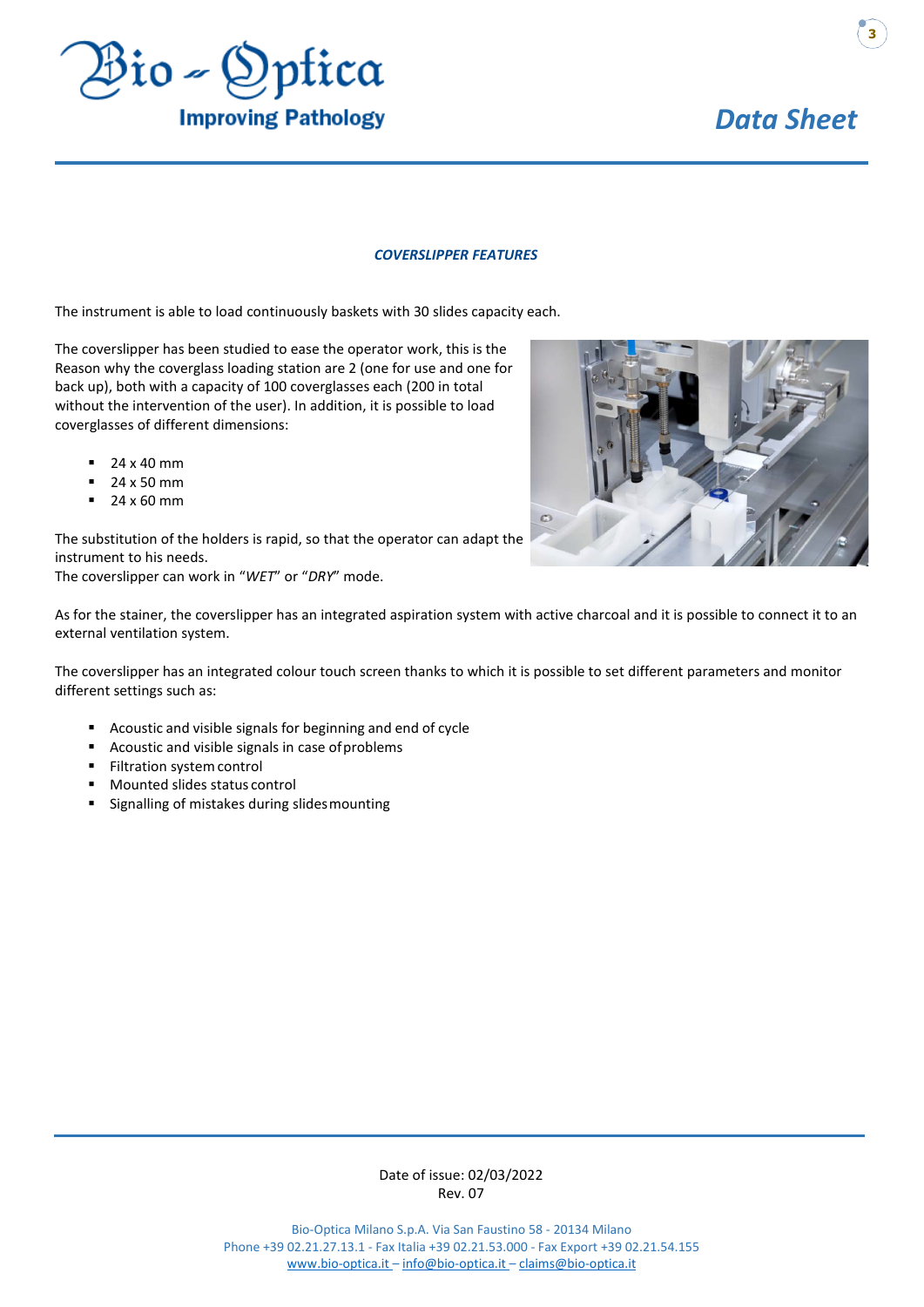### *COVERSLIPPER FEATURES*

The instrument is able to load continuously baskets with 30 slides capacity each.

The coverslipper has been studied to ease the operator work, this is the Reason why the coverglass loading station are 2 (one for use and one for back up), both with a capacity of 100 coverglasses each (200 in total without the intervention of the user). In addition, it is possible to load coverglasses of different dimensions:

- 24 x 40 mm
- 24 x 50 mm
- 24 x 60 mm

The substitution of the holders is rapid, so that the operator can adapt the instrument to his needs.
The coverslipper can work in "*WET*" or "*DRY*" mode.

As for the stainer, the coverslipper has an integrated aspiration system with active charcoal and it is possible to connect it to an external ventilation system.

The coverslipper has an integrated colour touch screen thanks to which it is possible to set different parameters and monitor different settings such as:

- Acoustic and visible signals for beginning and end of cycle
- Acoustic and visible signals in case of problems
- Filtration system control
- Mounted slides status control
- Signalling of mistakes during slides mounting

Date of issue: 02/03/2022
Rev. 07

Bio-Optica Milano S.p.A. Via San Faustino 58 - 20134 Milano
Phone +39 02.21.27.13.1 - Fax Italia +39 02.21.53.000 - Fax Export +39 02.21.54.155
www.bio-optica.it – info@bio-optica.it – claims@bio-optica.it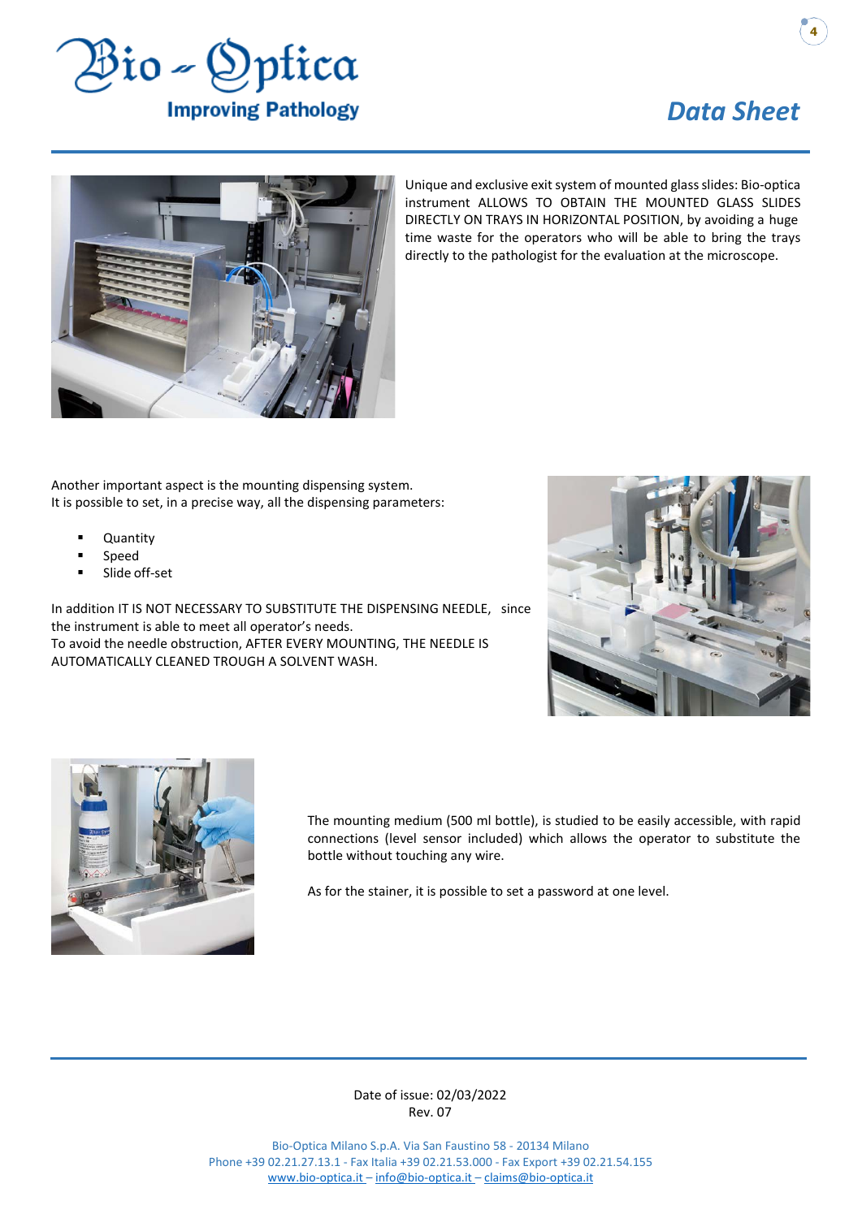Unique and exclusive exit system of mounted glass slides: Bio-optica instrument ALLOWS TO OBTAIN THE MOUNTED GLASS SLIDES DIRECTLY ON TRAYS IN HORIZONTAL POSITION, by avoiding a huge time waste for the operators who will be able to bring the trays directly to the pathologist for the evaluation at the microscope.

Another important aspect is the mounting dispensing system.
It is possible to set, in a precise way, all the dispensing parameters:

- Quantity
- Speed
- Slide off-set

In addition IT IS NOT NECESSARY TO SUBSTITUTE THE DISPENSING NEEDLE, since the instrument is able to meet all operator's needs.
To avoid the needle obstruction, AFTER EVERY MOUNTING, THE NEEDLE IS AUTOMATICALLY CLEANED TROUGH A SOLVENT WASH.

The mounting medium (500 ml bottle), is studied to be easily accessible, with rapid connections (level sensor included) which allows the operator to substitute the bottle without touching any wire.

As for the stainer, it is possible to set a password at one level.

Date of issue: 02/03/2022
Rev. 07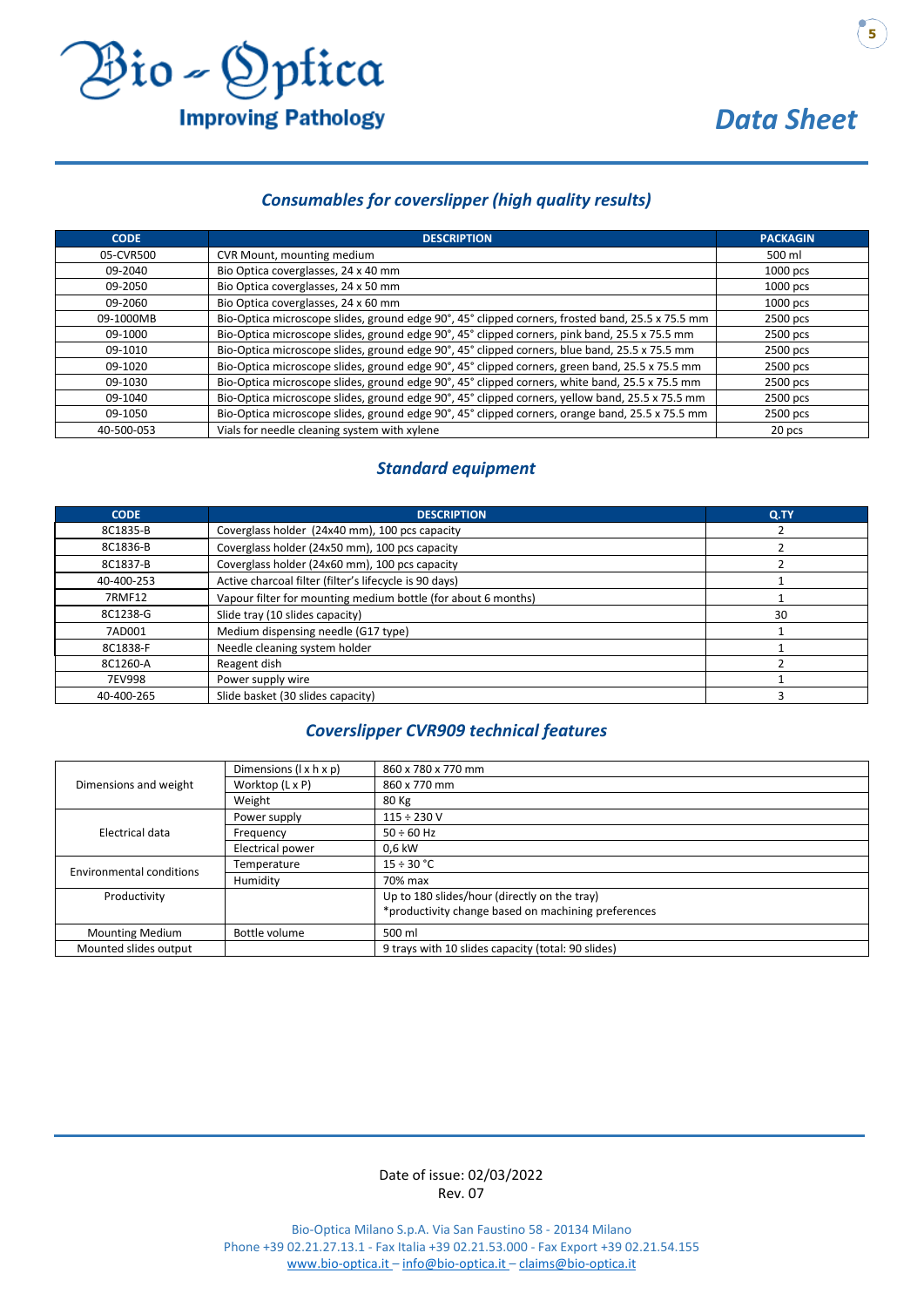## *Consumables for coverslipper (high quality results)*

| CODE | DESCRIPTION | PACKAGIN |
|---|---|---|
| 05-CVR500 | CVR Mount, mounting medium | 500 ml |
| 09-2040 | Bio Optica coverglasses, 24 x 40 mm | 1000 pcs |
| 09-2050 | Bio Optica coverglasses, 24 x 50 mm | 1000 pcs |
| 09-2060 | Bio Optica coverglasses, 24 x 60 mm | 1000 pcs |
| 09-1000MB | Bio-Optica microscope slides, ground edge 90°, 45° clipped corners, frosted band, 25.5 x 75.5 mm | 2500 pcs |
| 09-1000 | Bio-Optica microscope slides, ground edge 90°, 45° clipped corners, pink band, 25.5 x 75.5 mm | 2500 pcs |
| 09-1010 | Bio-Optica microscope slides, ground edge 90°, 45° clipped corners, blue band, 25.5 x 75.5 mm | 2500 pcs |
| 09-1020 | Bio-Optica microscope slides, ground edge 90°, 45° clipped corners, green band, 25.5 x 75.5 mm | 2500 pcs |
| 09-1030 | Bio-Optica microscope slides, ground edge 90°, 45° clipped corners, white band, 25.5 x 75.5 mm | 2500 pcs |
| 09-1040 | Bio-Optica microscope slides, ground edge 90°, 45° clipped corners, yellow band, 25.5 x 75.5 mm | 2500 pcs |
| 09-1050 | Bio-Optica microscope slides, ground edge 90°, 45° clipped corners, orange band, 25.5 x 75.5 mm | 2500 pcs |
| 40-500-053 | Vials for needle cleaning system with xylene | 20 pcs |

## *Standard equipment*

| CODE | DESCRIPTION | Q.TY |
|---|---|---|
| 8C1835-B | Coverglass holder (24x40 mm), 100 pcs capacity | 2 |
| 8C1836-B | Coverglass holder (24x50 mm), 100 pcs capacity | 2 |
| 8C1837-B | Coverglass holder (24x60 mm), 100 pcs capacity | 2 |
| 40-400-253 | Active charcoal filter (filter's lifecycle is 90 days) | 1 |
| 7RMF12 | Vapour filter for mounting medium bottle (for about 6 months) | 1 |
| 8C1238-G | Slide tray (10 slides capacity) | 30 |
| 7AD001 | Medium dispensing needle (G17 type) | 1 |
| 8C1838-F | Needle cleaning system holder | 1 |
| 8C1260-A | Reagent dish | 2 |
| 7EV998 | Power supply wire | 1 |
| 40-400-265 | Slide basket (30 slides capacity) | 3 |

## *Coverslipper CVR909 technical features*

| | | |
|---|---|---|
| Dimensions and weight | Dimensions (l x h x p) | 860 x 780 x 770 mm |
| | Worktop (L x P) | 860 x 770 mm |
| | Weight | 80 Kg |
| Electrical data | Power supply | 115 ÷ 230 V |
| | Frequency | 50 ÷ 60 Hz |
| | Electrical power | 0,6 kW |
| Environmental conditions | Temperature | 15 ÷ 30 °C |
| | Humidity | 70% max |
| Productivity | | Up to 180 slides/hour (directly on the tray)<br>*productivity change based on machining preferences |
| Mounting Medium | Bottle volume | 500 ml |
| Mounted slides output | | 9 trays with 10 slides capacity (total: 90 slides) |

Date of issue: 02/03/2022
Rev. 07

Bio-Optica Milano S.p.A. Via San Faustino 58 - 20134 Milano
Phone +39 02.21.27.13.1 - Fax Italia +39 02.21.53.000 - Fax Export +39 02.21.54.155
www.bio-optica.it – info@bio-optica.it – claims@bio-optica.it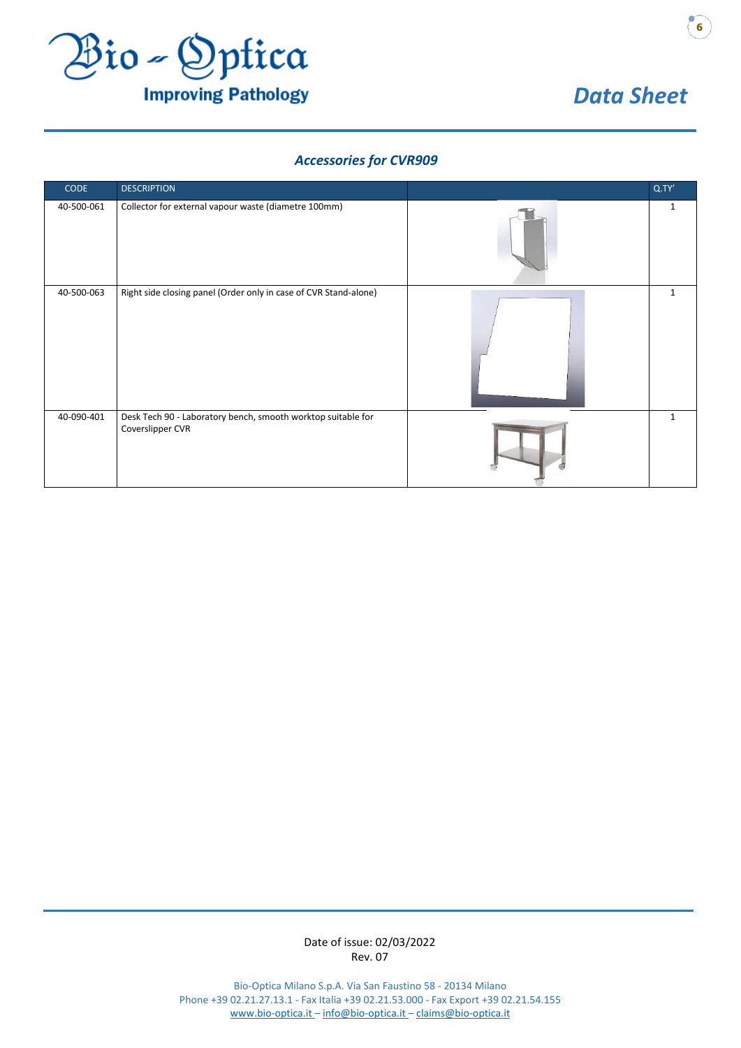## Accessories for CVR909

| CODE | DESCRIPTION | | Q.TY' |
|---|---|---|---|
| 40-500-061 | Collector for external vapour waste (diametre 100mm) | | 1 |
| 40-500-063 | Right side closing panel (Order only in case of CVR Stand-alone) | | 1 |
| 40-090-401 | Desk Tech 90 - Laboratory bench, smooth worktop suitable for Coverslipper CVR | | 1 |

Date of issue: 02/03/2022
Rev. 07

Bio-Optica Milano S.p.A. Via San Faustino 58 - 20134 Milano
Phone +39 02.21.27.13.1 - Fax Italia +39 02.21.53.000 - Fax Export +39 02.21.54.155
www.bio-optica.it – info@bio-optica.it – claims@bio-optica.it